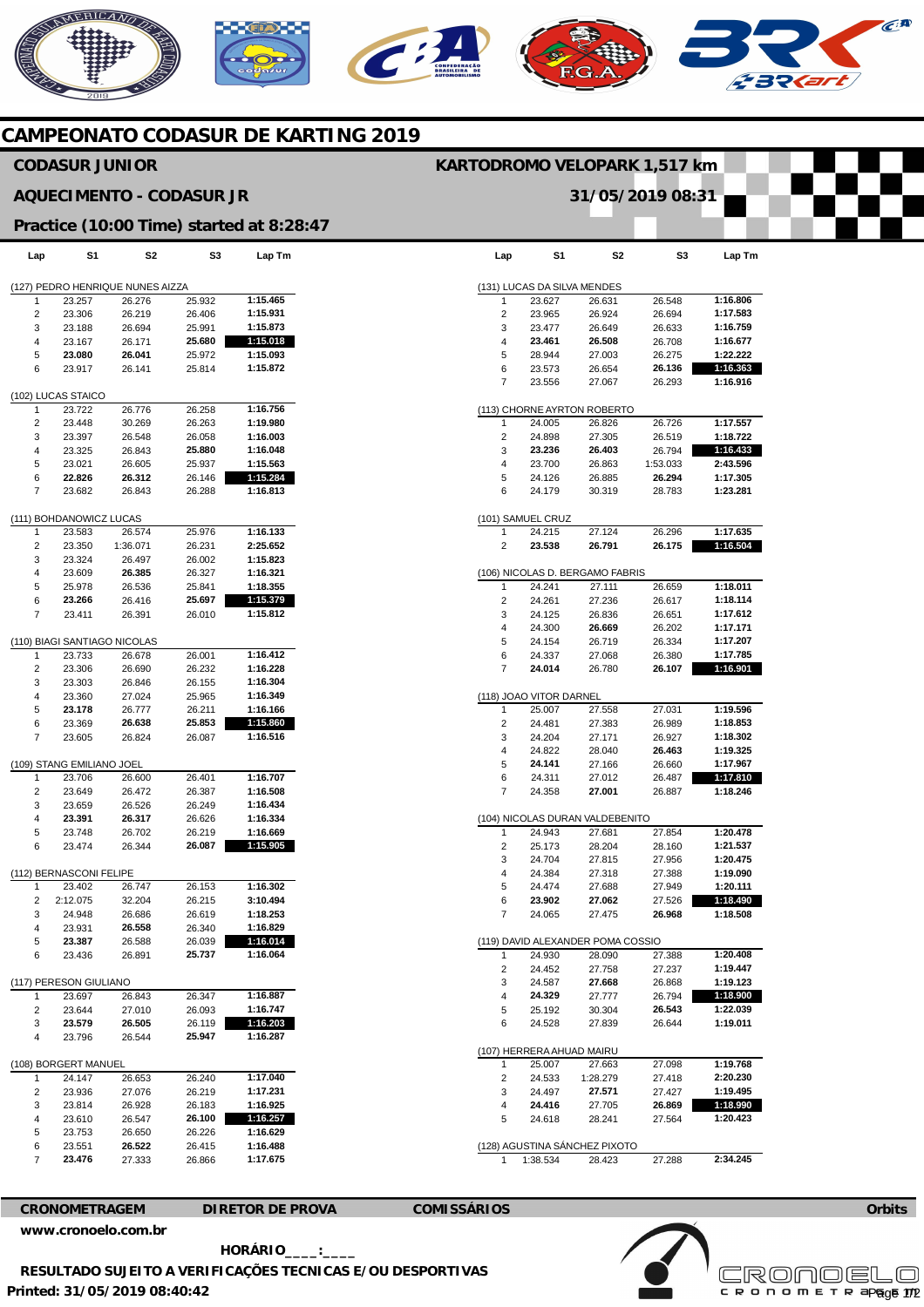# CAMPEONATO CODASUR DE KARTING 2019

## CODASUR JUNIOR

**KARTODROMO VELOPARK 1,517 km**

## AQUECIMENTO - CODASUR JR

**31/05/2019 08:31**

### Practice (10:00 Time) started at 8:28:47

**(127) PEDRO HENRIQUE NUNES AIZZA**

| Lap | S1 | S2 | S3 | Lap Tm |
|---|---|---|---|---|
| 1 | 23.257 | 26.276 | 25.932 | 1:15.465 |
| 2 | 23.306 | 26.219 | 26.406 | 1:15.931 |
| 3 | 23.188 | 26.694 | 25.991 | 1:15.873 |
| 4 | 23.167 | 26.171 | **25.680** | **1:15.018** |
| 5 | **23.080** | **26.041** | 25.972 | 1:15.093 |
| 6 | 23.917 | 26.141 | 25.814 | 1:15.872 |

**(102) LUCAS STAICO**

| Lap | S1 | S2 | S3 | Lap Tm |
|---|---|---|---|---|
| 1 | 23.722 | 26.776 | 26.258 | 1:16.756 |
| 2 | 23.448 | 30.269 | 26.263 | 1:19.980 |
| 3 | 23.397 | 26.548 | 26.058 | 1:16.003 |
| 4 | 23.325 | 26.843 | **25.880** | 1:16.048 |
| 5 | 23.021 | 26.605 | 25.937 | 1:15.563 |
| 6 | **22.826** | **26.312** | 26.146 | **1:15.284** |
| 7 | 23.682 | 26.843 | 26.288 | 1:16.813 |

**(111) BOHDANOWICZ LUCAS**

| Lap | S1 | S2 | S3 | Lap Tm |
|---|---|---|---|---|
| 1 | 23.583 | 26.574 | 25.976 | 1:16.133 |
| 2 | 23.350 | 1:36.071 | 26.231 | 2:25.652 |
| 3 | 23.324 | 26.497 | 26.002 | 1:15.823 |
| 4 | 23.609 | **26.385** | 26.327 | 1:16.321 |
| 5 | 25.978 | 26.536 | 25.841 | 1:18.355 |
| 6 | **23.266** | 26.416 | **25.697** | **1:15.379** |
| 7 | 23.411 | 26.391 | 26.010 | 1:15.812 |

**(110) BIAGI SANTIAGO NICOLAS**

| Lap | S1 | S2 | S3 | Lap Tm |
|---|---|---|---|---|
| 1 | 23.733 | 26.678 | 26.001 | 1:16.412 |
| 2 | 23.306 | 26.690 | 26.232 | 1:16.228 |
| 3 | 23.303 | 26.846 | 26.155 | 1:16.304 |
| 4 | 23.360 | 27.024 | 25.965 | 1:16.349 |
| 5 | **23.178** | 26.777 | 26.211 | 1:16.166 |
| 6 | 23.369 | **26.638** | **25.853** | **1:15.860** |
| 7 | 23.605 | 26.824 | 26.087 | 1:16.516 |

**(109) STANG EMILIANO JOEL**

| Lap | S1 | S2 | S3 | Lap Tm |
|---|---|---|---|---|
| 1 | 23.706 | 26.600 | 26.401 | 1:16.707 |
| 2 | 23.649 | 26.472 | 26.387 | 1:16.508 |
| 3 | 23.659 | 26.526 | 26.249 | 1:16.434 |
| 4 | **23.391** | **26.317** | 26.626 | 1:16.334 |
| 5 | 23.748 | 26.702 | 26.219 | 1:16.669 |
| 6 | 23.474 | 26.344 | **26.087** | **1:15.905** |

**(112) BERNASCONI FELIPE**

| Lap | S1 | S2 | S3 | Lap Tm |
|---|---|---|---|---|
| 1 | 23.402 | 26.747 | 26.153 | 1:16.302 |
| 2 | 2:12.075 | 32.204 | 26.215 | 3:10.494 |
| 3 | 24.948 | 26.686 | 26.619 | 1:18.253 |
| 4 | 23.931 | **26.558** | 26.340 | 1:16.829 |
| 5 | **23.387** | 26.588 | 26.039 | **1:16.014** |
| 6 | 23.436 | 26.891 | **25.737** | 1:16.064 |

**(117) PERESON GIULIANO**

| Lap | S1 | S2 | S3 | Lap Tm |
|---|---|---|---|---|
| 1 | 23.697 | 26.843 | 26.347 | 1:16.887 |
| 2 | 23.644 | 27.010 | 26.093 | 1:16.747 |
| 3 | **23.579** | **26.505** | 26.119 | **1:16.203** |
| 4 | 23.796 | 26.544 | **25.947** | 1:16.287 |

**(108) BORGERT MANUEL**

| Lap | S1 | S2 | S3 | Lap Tm |
|---|---|---|---|---|
| 1 | 24.147 | 26.653 | 26.240 | 1:17.040 |
| 2 | 23.936 | 27.076 | 26.219 | 1:17.231 |
| 3 | 23.814 | 26.928 | 26.183 | 1:16.925 |
| 4 | 23.610 | 26.547 | **26.100** | **1:16.257** |
| 5 | 23.753 | 26.650 | 26.226 | 1:16.629 |
| 6 | 23.551 | **26.522** | 26.415 | 1:16.488 |
| 7 | **23.476** | 27.333 | 26.866 | 1:17.675 |

**(131) LUCAS DA SILVA MENDES**

| Lap | S1 | S2 | S3 | Lap Tm |
|---|---|---|---|---|
| 1 | 23.627 | 26.631 | 26.548 | 1:16.806 |
| 2 | 23.965 | 26.924 | 26.694 | 1:17.583 |
| 3 | 23.477 | 26.649 | 26.633 | 1:16.759 |
| 4 | **23.461** | **26.508** | 26.708 | 1:16.677 |
| 5 | 28.944 | 27.003 | 26.275 | 1:22.222 |
| 6 | 23.573 | 26.654 | **26.136** | **1:16.363** |
| 7 | 23.556 | 27.067 | 26.293 | 1:16.916 |

**(113) CHORNE AYRTON ROBERTO**

| Lap | S1 | S2 | S3 | Lap Tm |
|---|---|---|---|---|
| 1 | 24.005 | 26.826 | 26.726 | 1:17.557 |
| 2 | 24.898 | 27.305 | 26.519 | 1:18.722 |
| 3 | **23.236** | **26.403** | 26.794 | **1:16.433** |
| 4 | 23.700 | 26.863 | 1:53.033 | 2:43.596 |
| 5 | 24.126 | 26.885 | **26.294** | 1:17.305 |
| 6 | 24.179 | 30.319 | 28.783 | 1:23.281 |

**(101) SAMUEL CRUZ**

| Lap | S1 | S2 | S3 | Lap Tm |
|---|---|---|---|---|
| 1 | 24.215 | 27.124 | 26.296 | 1:17.635 |
| 2 | **23.538** | **26.791** | **26.175** | **1:16.504** |

**(106) NICOLAS D. BERGAMO FABRIS**

| Lap | S1 | S2 | S3 | Lap Tm |
|---|---|---|---|---|
| 1 | 24.241 | 27.111 | 26.659 | 1:18.011 |
| 2 | 24.261 | 27.236 | 26.617 | 1:18.114 |
| 3 | 24.125 | 26.836 | 26.651 | 1:17.612 |
| 4 | 24.300 | **26.669** | 26.202 | 1:17.171 |
| 5 | 24.154 | 26.719 | 26.334 | 1:17.207 |
| 6 | 24.337 | 27.068 | 26.380 | 1:17.785 |
| 7 | **24.014** | 26.780 | **26.107** | **1:16.901** |

**(118) JOAO VITOR DARNEL**

| Lap | S1 | S2 | S3 | Lap Tm |
|---|---|---|---|---|
| 1 | 25.007 | 27.558 | 27.031 | 1:19.596 |
| 2 | 24.481 | 27.383 | 26.989 | 1:18.853 |
| 3 | 24.204 | 27.171 | 26.927 | 1:18.302 |
| 4 | 24.822 | 28.040 | **26.463** | 1:19.325 |
| 5 | **24.141** | 27.166 | 26.660 | 1:17.967 |
| 6 | 24.311 | 27.012 | 26.487 | **1:17.810** |
| 7 | 24.358 | **27.001** | 26.887 | 1:18.246 |

**(104) NICOLAS DURAN VALDEBENITO**

| Lap | S1 | S2 | S3 | Lap Tm |
|---|---|---|---|---|
| 1 | 24.943 | 27.681 | 27.854 | 1:20.478 |
| 2 | 25.173 | 28.204 | 28.160 | 1:21.537 |
| 3 | 24.704 | 27.815 | 27.956 | 1:20.475 |
| 4 | 24.384 | 27.318 | 27.388 | 1:19.090 |
| 5 | 24.474 | 27.688 | 27.949 | 1:20.111 |
| 6 | **23.902** | **27.062** | 27.526 | **1:18.490** |
| 7 | 24.065 | 27.475 | **26.968** | 1:18.508 |

**(119) DAVID ALEXANDER POMA COSSIO**

| Lap | S1 | S2 | S3 | Lap Tm |
|---|---|---|---|---|
| 1 | 24.930 | 28.090 | 27.388 | 1:20.408 |
| 2 | 24.452 | 27.758 | 27.237 | 1:19.447 |
| 3 | 24.587 | **27.668** | 26.868 | 1:19.123 |
| 4 | **24.329** | 27.777 | 26.794 | **1:18.900** |
| 5 | 25.192 | 30.304 | **26.543** | 1:22.039 |
| 6 | 24.528 | 27.839 | 26.644 | 1:19.011 |

**(107) HERRERA AHUAD MAIRU**

| Lap | S1 | S2 | S3 | Lap Tm |
|---|---|---|---|---|
| 1 | 25.007 | 27.663 | 27.098 | 1:19.768 |
| 2 | 24.533 | 1:28.279 | 27.418 | 2:20.230 |
| 3 | 24.497 | **27.571** | 27.427 | 1:19.495 |
| 4 | **24.416** | 27.705 | **26.869** | **1:18.990** |
| 5 | 24.618 | 28.241 | 27.564 | 1:20.423 |

**(128) AGUSTINA SÁNCHEZ PIXOTO**

| Lap | S1 | S2 | S3 | Lap Tm |
|---|---|---|---|---|
| 1 | 1:38.534 | 28.423 | 27.288 | 2:34.245 |

**CRONOMETRAGEM** www.cronoelo.com.br

**DIRETOR DE PROVA**

**COMISSÁRIOS**

**HORÁRIO____:____**

**RESULTADO SUJEITO A VERIFICAÇÕES TECNICAS E/OU DESPORTIVAS**

**Printed: 31/05/2019 08:40:42**

Orbits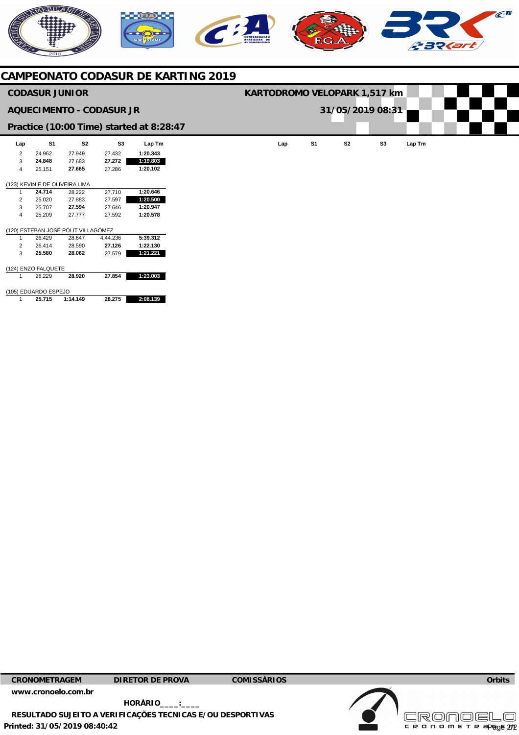# CAMPEONATO CODASUR DE KARTING 2019

## CODASUR JUNIOR

**KARTODROMO VELOPARK 1,517 km**

## AQUECIMENTO - CODASUR JR

**31/05/2019 08:31**

### Practice (10:00 Time) started at 8:28:47

| Lap | S1 | S2 | S3 | Lap Tm |
|---|---|---|---|---|
| 2 | 24.962 | 27.949 | 27.432 | **1:20.343** |
| 3 | **24.848** | 27.683 | **27.272** | **1:19.803** |
| 4 | 25.151 | **27.665** | 27.286 | **1:20.102** |

(123) KEVIN E.DE OLIVEIRA LIMA

| Lap | S1 | S2 | S3 | Lap Tm |
|---|---|---|---|---|
| 1 | **24.714** | 28.222 | 27.710 | **1:20.646** |
| 2 | 25.020 | 27.883 | 27.597 | **1:20.500** |
| 3 | 25.707 | **27.594** | 27.646 | **1:20.947** |
| 4 | 25.209 | 27.777 | 27.592 | **1:20.578** |

(120) ESTEBAN JOSÉ PÓLIT VILLAGÓMEZ

| Lap | S1 | S2 | S3 | Lap Tm |
|---|---|---|---|---|
| 1 | 26.429 | 28.647 | 4:44.236 | **5:39.312** |
| 2 | 26.414 | 28.590 | **27.126** | **1:22.130** |
| 3 | **25.580** | **28.062** | 27.579 | **1:21.221** |

(124) ENZO FALQUETE

| Lap | S1 | S2 | S3 | Lap Tm |
|---|---|---|---|---|
| 1 | 26.229 | **28.920** | **27.854** | **1:23.003** |

(105) EDUARDO ESPEJO

| Lap | S1 | S2 | S3 | Lap Tm |
|---|---|---|---|---|
| 1 | **25.715** | **1:14.149** | **28.275** | **2:08.139** |

**CRONOMETRAGEM** **DIRETOR DE PROVA** **COMISSÁRIOS** **Orbits**

**www.cronoelo.com.br**

**HORÁRIO____:____**

**RESULTADO SUJEITO A VERIFICAÇÕES TECNICAS E/OU DESPORTIVAS**

**Printed: 31/05/2019 08:40:42**